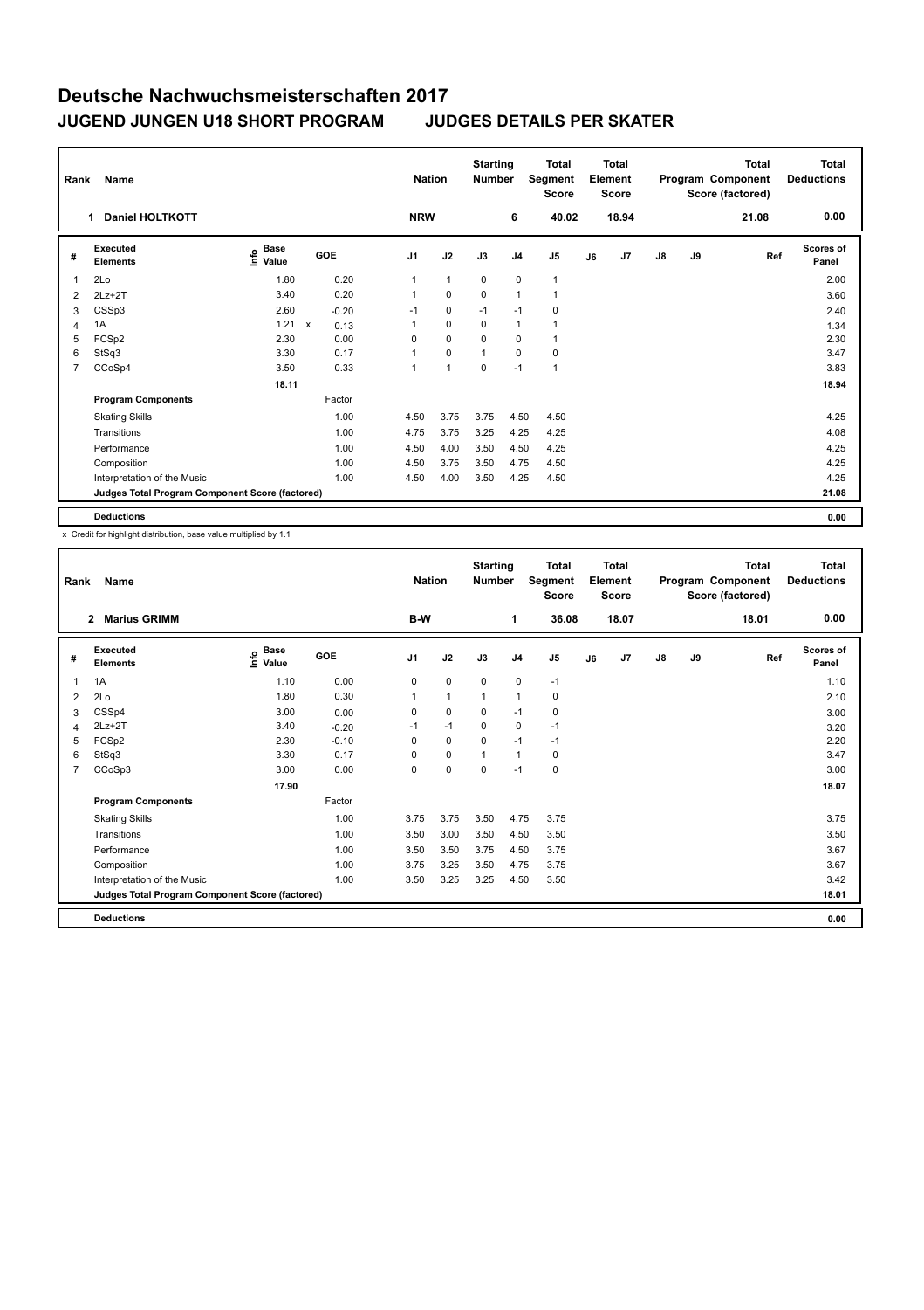# Deutsche Nachwuchsmeisterschaften 2017

## JUGEND JUNGEN U18 SHORT PROGRAM    JUDGES DETAILS PER SKATER

| Rank | Name | Nation | Starting Number | Total Segment Score | Total Element Score | Total Program Component Score (factored) | Total Deductions |
|---|---|---|---|---|---|---|---|
| 1 | Daniel HOLTKOTT | NRW | 6 | 40.02 | 18.94 | 21.08 | 0.00 |

| # | Executed Elements | Info | Base Value | | GOE | J1 | J2 | J3 | J4 | J5 | J6 | J7 | J8 | J9 | Ref | Scores of Panel |
|---|---|---|---|---|---|---|---|---|---|---|---|---|---|---|---|---|
| 1 | 2Lo | | 1.80 | | 0.20 | 1 | 1 | 0 | 0 | 1 | | | | | | 2.00 |
| 2 | 2Lz+2T | | 3.40 | | 0.20 | 1 | 0 | 0 | 1 | 1 | | | | | | 3.60 |
| 3 | CSSp3 | | 2.60 | | -0.20 | -1 | 0 | -1 | -1 | 0 | | | | | | 2.40 |
| 4 | 1A | | 1.21 | x | 0.13 | 1 | 0 | 0 | 1 | 1 | | | | | | 1.34 |
| 5 | FCSp2 | | 2.30 | | 0.00 | 0 | 0 | 0 | 0 | 1 | | | | | | 2.30 |
| 6 | StSq3 | | 3.30 | | 0.17 | 1 | 0 | 1 | 0 | 0 | | | | | | 3.47 |
| 7 | CCoSp4 | | 3.50 | | 0.33 | 1 | 1 | 0 | -1 | 1 | | | | | | 3.83 |
| | | | 18.11 | | | | | | | | | | | | | 18.94 |
| | **Program Components** | | | | Factor | | | | | | | | | | | |
| | Skating Skills | | | | 1.00 | 4.50 | 3.75 | 3.75 | 4.50 | 4.50 | | | | | | 4.25 |
| | Transitions | | | | 1.00 | 4.75 | 3.75 | 3.25 | 4.25 | 4.25 | | | | | | 4.08 |
| | Performance | | | | 1.00 | 4.50 | 4.00 | 3.50 | 4.50 | 4.25 | | | | | | 4.25 |
| | Composition | | | | 1.00 | 4.50 | 3.75 | 3.50 | 4.75 | 4.50 | | | | | | 4.25 |
| | Interpretation of the Music | | | | 1.00 | 4.50 | 4.00 | 3.50 | 4.25 | 4.50 | | | | | | 4.25 |
| | **Judges Total Program Component Score (factored)** | | | | | | | | | | | | | | | 21.08 |
| | **Deductions** | | | | | | | | | | | | | | | 0.00 |

x Credit for highlight distribution, base value multiplied by 1.1

| Rank | Name | Nation | Starting Number | Total Segment Score | Total Element Score | Total Program Component Score (factored) | Total Deductions |
|---|---|---|---|---|---|---|---|
| 2 | Marius GRIMM | B-W | 1 | 36.08 | 18.07 | 18.01 | 0.00 |

| # | Executed Elements | Info | Base Value | GOE | J1 | J2 | J3 | J4 | J5 | J6 | J7 | J8 | J9 | Ref | Scores of Panel |
|---|---|---|---|---|---|---|---|---|---|---|---|---|---|---|---|
| 1 | 1A | | 1.10 | 0.00 | 0 | 0 | 0 | 0 | -1 | | | | | | 1.10 |
| 2 | 2Lo | | 1.80 | 0.30 | 1 | 1 | 1 | 1 | 0 | | | | | | 2.10 |
| 3 | CSSp4 | | 3.00 | 0.00 | 0 | 0 | 0 | -1 | 0 | | | | | | 3.00 |
| 4 | 2Lz+2T | | 3.40 | -0.20 | -1 | -1 | 0 | 0 | -1 | | | | | | 3.20 |
| 5 | FCSp2 | | 2.30 | -0.10 | 0 | 0 | 0 | -1 | -1 | | | | | | 2.20 |
| 6 | StSq3 | | 3.30 | 0.17 | 0 | 0 | 1 | 1 | 0 | | | | | | 3.47 |
| 7 | CCoSp3 | | 3.00 | 0.00 | 0 | 0 | 0 | -1 | 0 | | | | | | 3.00 |
| | | | 17.90 | | | | | | | | | | | | 18.07 |
| | **Program Components** | | | Factor | | | | | | | | | | | |
| | Skating Skills | | | 1.00 | 3.75 | 3.75 | 3.50 | 4.75 | 3.75 | | | | | | 3.75 |
| | Transitions | | | 1.00 | 3.50 | 3.00 | 3.50 | 4.50 | 3.50 | | | | | | 3.50 |
| | Performance | | | 1.00 | 3.50 | 3.50 | 3.75 | 4.50 | 3.75 | | | | | | 3.67 |
| | Composition | | | 1.00 | 3.75 | 3.25 | 3.50 | 4.75 | 3.75 | | | | | | 3.67 |
| | Interpretation of the Music | | | 1.00 | 3.50 | 3.25 | 3.25 | 4.50 | 3.50 | | | | | | 3.42 |
| | **Judges Total Program Component Score (factored)** | | | | | | | | | | | | | | 18.01 |
| | **Deductions** | | | | | | | | | | | | | | 0.00 |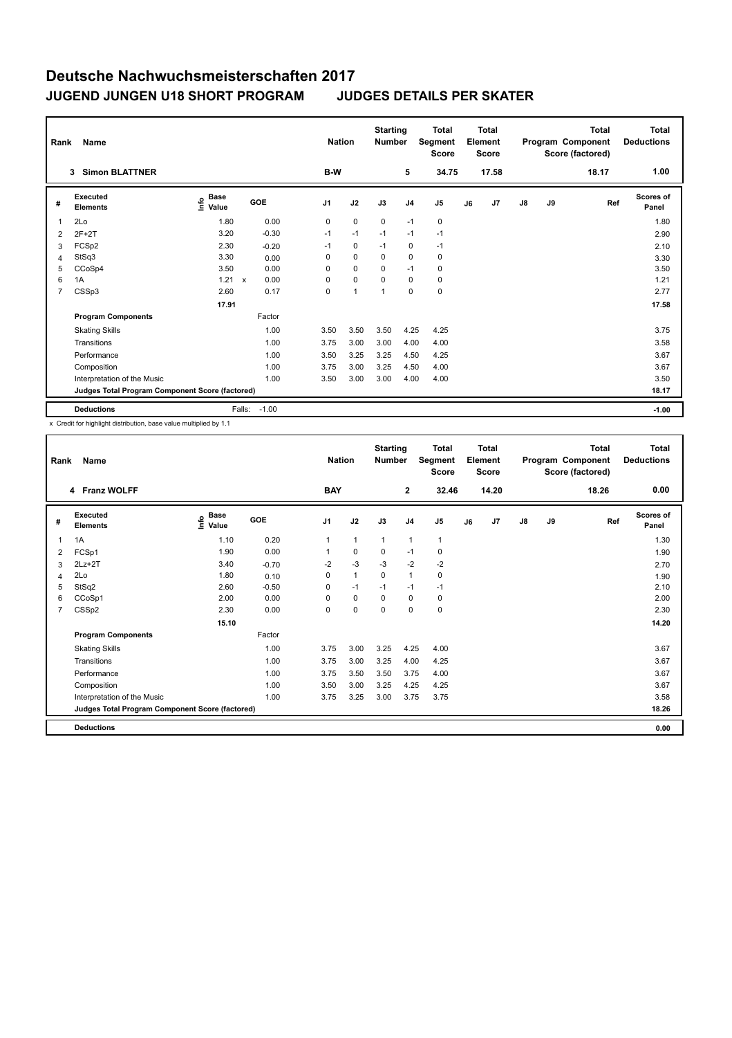# Deutsche Nachwuchsmeisterschaften 2017

## JUGEND JUNGEN U18 SHORT PROGRAM    JUDGES DETAILS PER SKATER

| Rank | Name | Nation | Starting Number | Total Segment Score | Total Element Score | Total Program Component Score (factored) | Total Deductions |
|---|---|---|---|---|---|---|---|
| 3 | Simon BLATTNER | B-W | 5 | 34.75 | 17.58 | 18.17 | 1.00 |

| # | Executed Elements | Info | Base Value | | GOE | J1 | J2 | J3 | J4 | J5 | J6 | J7 | J8 | J9 | Ref | Scores of Panel |
|---|---|---|---|---|---|---|---|---|---|---|---|---|---|---|---|---|
| 1 | 2Lo | | 1.80 | | 0.00 | 0 | 0 | 0 | -1 | 0 | | | | | | 1.80 |
| 2 | 2F+2T | | 3.20 | | -0.30 | -1 | -1 | -1 | -1 | -1 | | | | | | 2.90 |
| 3 | FCSp2 | | 2.30 | | -0.20 | -1 | 0 | -1 | 0 | -1 | | | | | | 2.10 |
| 4 | StSq3 | | 3.30 | | 0.00 | 0 | 0 | 0 | 0 | 0 | | | | | | 3.30 |
| 5 | CCoSp4 | | 3.50 | | 0.00 | 0 | 0 | 0 | -1 | 0 | | | | | | 3.50 |
| 6 | 1A | | 1.21 | x | 0.00 | 0 | 0 | 0 | 0 | 0 | | | | | | 1.21 |
| 7 | CSSp3 | | 2.60 | | 0.17 | 0 | 1 | 1 | 0 | 0 | | | | | | 2.77 |
| | | | 17.91 | | | | | | | | | | | | | 17.58 |
| | **Program Components** | | | | Factor | | | | | | | | | | | |
| | Skating Skills | | | | 1.00 | 3.50 | 3.50 | 3.50 | 4.25 | 4.25 | | | | | | 3.75 |
| | Transitions | | | | 1.00 | 3.75 | 3.00 | 3.00 | 4.00 | 4.00 | | | | | | 3.58 |
| | Performance | | | | 1.00 | 3.50 | 3.25 | 3.25 | 4.50 | 4.25 | | | | | | 3.67 |
| | Composition | | | | 1.00 | 3.75 | 3.00 | 3.25 | 4.50 | 4.00 | | | | | | 3.67 |
| | Interpretation of the Music | | | | 1.00 | 3.50 | 3.00 | 3.00 | 4.00 | 4.00 | | | | | | 3.50 |
| | **Judges Total Program Component Score (factored)** | | | | | | | | | | | | | | | 18.17 |
| | **Deductions** | | | Falls: | -1.00 | | | | | | | | | | | -1.00 |

x Credit for highlight distribution, base value multiplied by 1.1

| Rank | Name | Nation | Starting Number | Total Segment Score | Total Element Score | Total Program Component Score (factored) | Total Deductions |
|---|---|---|---|---|---|---|---|
| 4 | Franz WOLFF | BAY | 2 | 32.46 | 14.20 | 18.26 | 0.00 |

| # | Executed Elements | Info | Base Value | GOE | J1 | J2 | J3 | J4 | J5 | J6 | J7 | J8 | J9 | Ref | Scores of Panel |
|---|---|---|---|---|---|---|---|---|---|---|---|---|---|---|---|
| 1 | 1A | | 1.10 | 0.20 | 1 | 1 | 1 | 1 | 1 | | | | | | 1.30 |
| 2 | FCSp1 | | 1.90 | 0.00 | 1 | 0 | 0 | -1 | 0 | | | | | | 1.90 |
| 3 | 2Lz+2T | | 3.40 | -0.70 | -2 | -3 | -3 | -2 | -2 | | | | | | 2.70 |
| 4 | 2Lo | | 1.80 | 0.10 | 0 | 1 | 0 | 1 | 0 | | | | | | 1.90 |
| 5 | StSq2 | | 2.60 | -0.50 | 0 | -1 | -1 | -1 | -1 | | | | | | 2.10 |
| 6 | CCoSp1 | | 2.00 | 0.00 | 0 | 0 | 0 | 0 | 0 | | | | | | 2.00 |
| 7 | CSSp2 | | 2.30 | 0.00 | 0 | 0 | 0 | 0 | 0 | | | | | | 2.30 |
| | | | 15.10 | | | | | | | | | | | | 14.20 |
| | **Program Components** | | | Factor | | | | | | | | | | | |
| | Skating Skills | | | 1.00 | 3.75 | 3.00 | 3.25 | 4.25 | 4.00 | | | | | | 3.67 |
| | Transitions | | | 1.00 | 3.75 | 3.00 | 3.25 | 4.00 | 4.25 | | | | | | 3.67 |
| | Performance | | | 1.00 | 3.75 | 3.50 | 3.50 | 3.75 | 4.00 | | | | | | 3.67 |
| | Composition | | | 1.00 | 3.50 | 3.00 | 3.25 | 4.25 | 4.25 | | | | | | 3.67 |
| | Interpretation of the Music | | | 1.00 | 3.75 | 3.25 | 3.00 | 3.75 | 3.75 | | | | | | 3.58 |
| | **Judges Total Program Component Score (factored)** | | | | | | | | | | | | | | 18.26 |
| | **Deductions** | | | | | | | | | | | | | | 0.00 |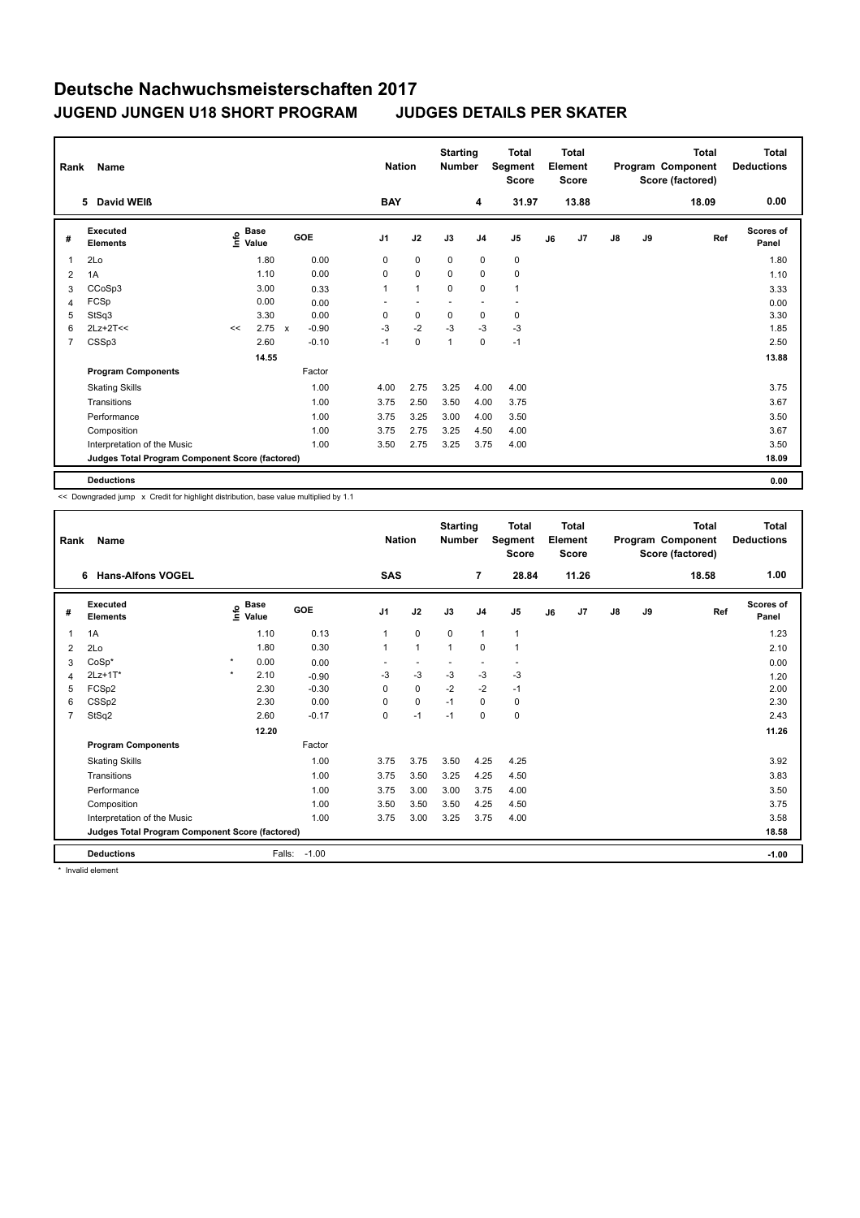# Deutsche Nachwuchsmeisterschaften 2017

## JUGEND JUNGEN U18 SHORT PROGRAM    JUDGES DETAILS PER SKATER

| Rank | Name | Nation | Starting Number | Total Segment Score | Total Element Score | Total Program Component Score (factored) | Total Deductions |
|---|---|---|---|---|---|---|---|
| 5 | David WEIß | BAY | 4 | 31.97 | 13.88 | 18.09 | 0.00 |

| # | Executed Elements | Info | Base Value | | GOE | J1 | J2 | J3 | J4 | J5 | J6 | J7 | J8 | J9 | Ref | Scores of Panel |
|---|---|---|---|---|---|---|---|---|---|---|---|---|---|---|---|---|
| 1 | 2Lo | | 1.80 | | 0.00 | 0 | 0 | 0 | 0 | 0 | | | | | | 1.80 |
| 2 | 1A | | 1.10 | | 0.00 | 0 | 0 | 0 | 0 | 0 | | | | | | 1.10 |
| 3 | CCoSp3 | | 3.00 | | 0.33 | 1 | 1 | 0 | 0 | 1 | | | | | | 3.33 |
| 4 | FCSp | | 0.00 | | 0.00 | - | - | - | - | - | | | | | | 0.00 |
| 5 | StSq3 | | 3.30 | | 0.00 | 0 | 0 | 0 | 0 | 0 | | | | | | 3.30 |
| 6 | 2Lz+2T<< | << | 2.75 | x | -0.90 | -3 | -2 | -3 | -3 | -3 | | | | | | 1.85 |
| 7 | CSSp3 | | 2.60 | | -0.10 | -1 | 0 | 1 | 0 | -1 | | | | | | 2.50 |
| | | | 14.55 | | | | | | | | | | | | | 13.88 |
| | **Program Components** | | | | Factor | | | | | | | | | | | |
| | Skating Skills | | | | 1.00 | 4.00 | 2.75 | 3.25 | 4.00 | 4.00 | | | | | | 3.75 |
| | Transitions | | | | 1.00 | 3.75 | 2.50 | 3.50 | 4.00 | 3.75 | | | | | | 3.67 |
| | Performance | | | | 1.00 | 3.75 | 3.25 | 3.00 | 4.00 | 3.50 | | | | | | 3.50 |
| | Composition | | | | 1.00 | 3.75 | 2.75 | 3.25 | 4.50 | 4.00 | | | | | | 3.67 |
| | Interpretation of the Music | | | | 1.00 | 3.50 | 2.75 | 3.25 | 3.75 | 4.00 | | | | | | 3.50 |
| | **Judges Total Program Component Score (factored)** | | | | | | | | | | | | | | | 18.09 |
| | **Deductions** | | | | | | | | | | | | | | | 0.00 |

<< Downgraded jump x Credit for highlight distribution, base value multiplied by 1.1

| Rank | Name | Nation | Starting Number | Total Segment Score | Total Element Score | Total Program Component Score (factored) | Total Deductions |
|---|---|---|---|---|---|---|---|
| 6 | Hans-Alfons VOGEL | SAS | 7 | 28.84 | 11.26 | 18.58 | 1.00 |

| # | Executed Elements | Info | Base Value | GOE | J1 | J2 | J3 | J4 | J5 | J6 | J7 | J8 | J9 | Ref | Scores of Panel |
|---|---|---|---|---|---|---|---|---|---|---|---|---|---|---|---|
| 1 | 1A | | 1.10 | 0.13 | 1 | 0 | 0 | 1 | 1 | | | | | | 1.23 |
| 2 | 2Lo | | 1.80 | 0.30 | 1 | 1 | 1 | 0 | 1 | | | | | | 2.10 |
| 3 | CoSp* | * | 0.00 | 0.00 | - | - | - | - | - | | | | | | 0.00 |
| 4 | 2Lz+1T* | * | 2.10 | -0.90 | -3 | -3 | -3 | -3 | -3 | | | | | | 1.20 |
| 5 | FCSp2 | | 2.30 | -0.30 | 0 | 0 | -2 | -2 | -1 | | | | | | 2.00 |
| 6 | CSSp2 | | 2.30 | 0.00 | 0 | 0 | -1 | 0 | 0 | | | | | | 2.30 |
| 7 | StSq2 | | 2.60 | -0.17 | 0 | -1 | -1 | 0 | 0 | | | | | | 2.43 |
| | | | 12.20 | | | | | | | | | | | | 11.26 |
| | **Program Components** | | | Factor | | | | | | | | | | | |
| | Skating Skills | | | 1.00 | 3.75 | 3.75 | 3.50 | 4.25 | 4.25 | | | | | | 3.92 |
| | Transitions | | | 1.00 | 3.75 | 3.50 | 3.25 | 4.25 | 4.50 | | | | | | 3.83 |
| | Performance | | | 1.00 | 3.75 | 3.00 | 3.00 | 3.75 | 4.00 | | | | | | 3.50 |
| | Composition | | | 1.00 | 3.50 | 3.50 | 3.50 | 4.25 | 4.50 | | | | | | 3.75 |
| | Interpretation of the Music | | | 1.00 | 3.75 | 3.00 | 3.25 | 3.75 | 4.00 | | | | | | 3.58 |
| | **Judges Total Program Component Score (factored)** | | | | | | | | | | | | | | 18.58 |
| | **Deductions** | | Falls: | -1.00 | | | | | | | | | | | -1.00 |

* Invalid element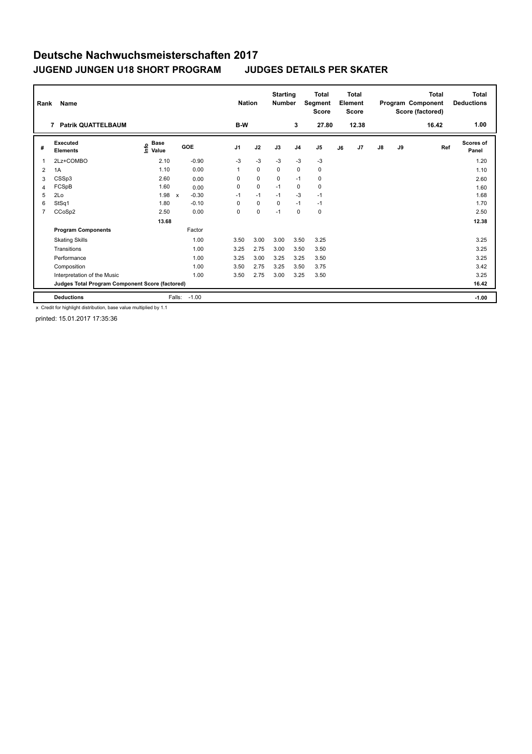# Deutsche Nachwuchsmeisterschaften 2017

## JUGEND JUNGEN U18 SHORT PROGRAM JUDGES DETAILS PER SKATER

| Rank | Name | Nation | Starting Number | Total Segment Score | Total Element Score | Total Program Component Score (factored) | Total Deductions |
|---|---|---|---|---|---|---|---|
| 7 | Patrik QUATTELBAUM | B-W | 3 | 27.80 | 12.38 | 16.42 | 1.00 |

| # | Executed Elements | Info | Base Value | | GOE | J1 | J2 | J3 | J4 | J5 | J6 | J7 | J8 | J9 | Ref | Scores of Panel |
|---|---|---|---|---|---|---|---|---|---|---|---|---|---|---|---|---|
| 1 | 2Lz+COMBO | | 2.10 | | -0.90 | -3 | -3 | -3 | -3 | -3 | | | | | | 1.20 |
| 2 | 1A | | 1.10 | | 0.00 | 1 | 0 | 0 | 0 | 0 | | | | | | 1.10 |
| 3 | CSSp3 | | 2.60 | | 0.00 | 0 | 0 | 0 | -1 | 0 | | | | | | 2.60 |
| 4 | FCSpB | | 1.60 | | 0.00 | 0 | 0 | -1 | 0 | 0 | | | | | | 1.60 |
| 5 | 2Lo | | 1.98 | x | -0.30 | -1 | -1 | -1 | -3 | -1 | | | | | | 1.68 |
| 6 | StSq1 | | 1.80 | | -0.10 | 0 | 0 | 0 | -1 | -1 | | | | | | 1.70 |
| 7 | CCoSp2 | | 2.50 | | 0.00 | 0 | 0 | -1 | 0 | 0 | | | | | | 2.50 |
| | | | 13.68 | | | | | | | | | | | | | 12.38 |
| | **Program Components** | | | | Factor | | | | | | | | | | | |
| | Skating Skills | | | | 1.00 | 3.50 | 3.00 | 3.00 | 3.50 | 3.25 | | | | | | 3.25 |
| | Transitions | | | | 1.00 | 3.25 | 2.75 | 3.00 | 3.50 | 3.50 | | | | | | 3.25 |
| | Performance | | | | 1.00 | 3.25 | 3.00 | 3.25 | 3.25 | 3.50 | | | | | | 3.25 |
| | Composition | | | | 1.00 | 3.50 | 2.75 | 3.25 | 3.50 | 3.75 | | | | | | 3.42 |
| | Interpretation of the Music | | | | 1.00 | 3.50 | 2.75 | 3.00 | 3.25 | 3.50 | | | | | | 3.25 |
| | **Judges Total Program Component Score (factored)** | | | | | | | | | | | | | | | 16.42 |
| | **Deductions** | | | Falls: | -1.00 | | | | | | | | | | | -1.00 |

x Credit for highlight distribution, base value multiplied by 1.1

printed: 15.01.2017 17:35:36